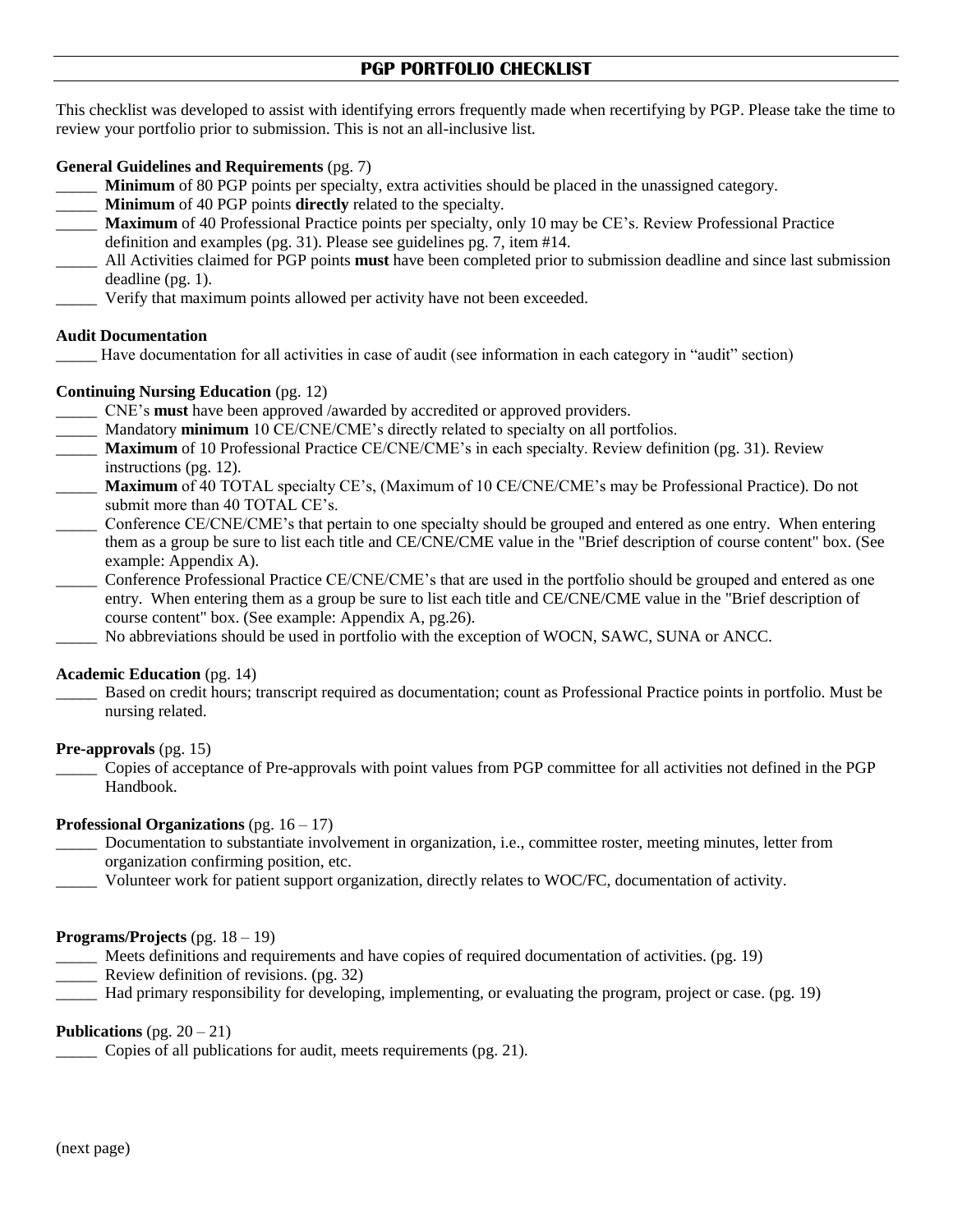# PGP PORTFOLIO CHECKLIST

This checklist was developed to assist with identifying errors frequently made when recertifying by PGP. Please take the time to review your portfolio prior to submission. This is not an all-inclusive list.

**General Guidelines and Requirements** (pg. 7)

_____ **Minimum** of 80 PGP points per specialty, extra activities should be placed in the unassigned category.

_____ **Minimum** of 40 PGP points **directly** related to the specialty.

_____ **Maximum** of 40 Professional Practice points per specialty, only 10 may be CE's. Review Professional Practice definition and examples (pg. 31). Please see guidelines pg. 7, item #14.

_____ All Activities claimed for PGP points **must** have been completed prior to submission deadline and since last submission deadline (pg. 1).

_____ Verify that maximum points allowed per activity have not been exceeded.

**Audit Documentation**

_____ Have documentation for all activities in case of audit (see information in each category in "audit" section)

**Continuing Nursing Education** (pg. 12)

_____ CNE's **must** have been approved /awarded by accredited or approved providers.

_____ Mandatory **minimum** 10 CE/CNE/CME's directly related to specialty on all portfolios.

_____ **Maximum** of 10 Professional Practice CE/CNE/CME's in each specialty. Review definition (pg. 31). Review instructions (pg. 12).

_____ **Maximum** of 40 TOTAL specialty CE's, (Maximum of 10 CE/CNE/CME's may be Professional Practice). Do not submit more than 40 TOTAL CE's.

_____ Conference CE/CNE/CME's that pertain to one specialty should be grouped and entered as one entry. When entering them as a group be sure to list each title and CE/CNE/CME value in the "Brief description of course content" box. (See example: Appendix A).

_____ Conference Professional Practice CE/CNE/CME's that are used in the portfolio should be grouped and entered as one entry. When entering them as a group be sure to list each title and CE/CNE/CME value in the "Brief description of course content" box. (See example: Appendix A, pg.26).

_____ No abbreviations should be used in portfolio with the exception of WOCN, SAWC, SUNA or ANCC.

**Academic Education** (pg. 14)

_____ Based on credit hours; transcript required as documentation; count as Professional Practice points in portfolio. Must be nursing related.

**Pre-approvals** (pg. 15)

_____ Copies of acceptance of Pre-approvals with point values from PGP committee for all activities not defined in the PGP Handbook.

**Professional Organizations** (pg. 16 – 17)

_____ Documentation to substantiate involvement in organization, i.e., committee roster, meeting minutes, letter from organization confirming position, etc.

_____ Volunteer work for patient support organization, directly relates to WOC/FC, documentation of activity.

**Programs/Projects** (pg. 18 – 19)

_____ Meets definitions and requirements and have copies of required documentation of activities. (pg. 19)

_____ Review definition of revisions. (pg. 32)

_____ Had primary responsibility for developing, implementing, or evaluating the program, project or case. (pg. 19)

**Publications** (pg. 20 – 21)

_____ Copies of all publications for audit, meets requirements (pg. 21).

(next page)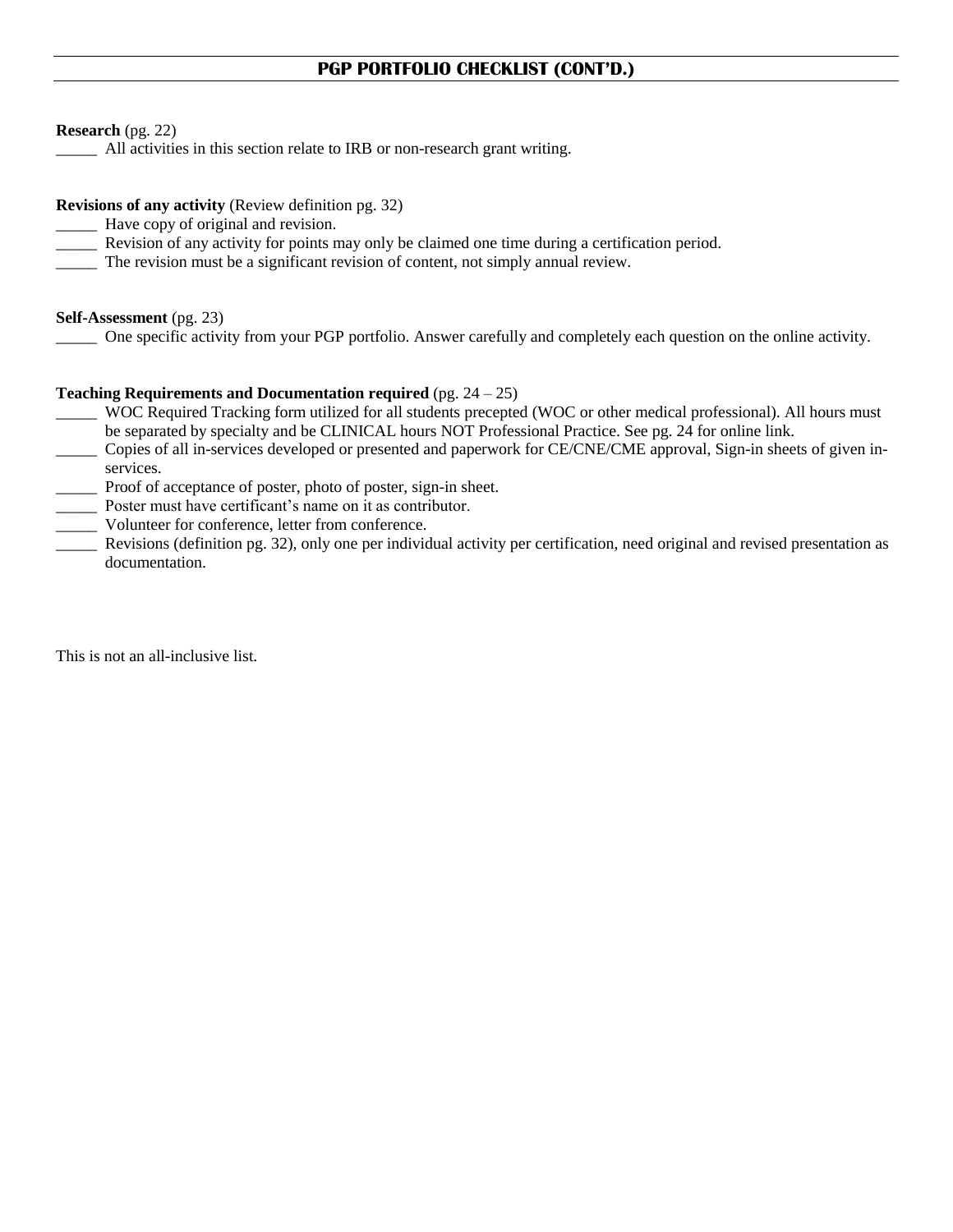## PGP PORTFOLIO CHECKLIST (CONT'D.)

**Research** (pg. 22)

_____ All activities in this section relate to IRB or non-research grant writing.

**Revisions of any activity** (Review definition pg. 32)

_____ Have copy of original and revision.

_____ Revision of any activity for points may only be claimed one time during a certification period.

_____ The revision must be a significant revision of content, not simply annual review.

**Self-Assessment** (pg. 23)

_____ One specific activity from your PGP portfolio. Answer carefully and completely each question on the online activity.

**Teaching Requirements and Documentation required** (pg. 24 – 25)

_____ WOC Required Tracking form utilized for all students precepted (WOC or other medical professional). All hours must be separated by specialty and be CLINICAL hours NOT Professional Practice. See pg. 24 for online link.

_____ Copies of all in-services developed or presented and paperwork for CE/CNE/CME approval, Sign-in sheets of given in-services.

_____ Proof of acceptance of poster, photo of poster, sign-in sheet.

_____ Poster must have certificant's name on it as contributor.

_____ Volunteer for conference, letter from conference.

_____ Revisions (definition pg. 32), only one per individual activity per certification, need original and revised presentation as documentation.

This is not an all-inclusive list.